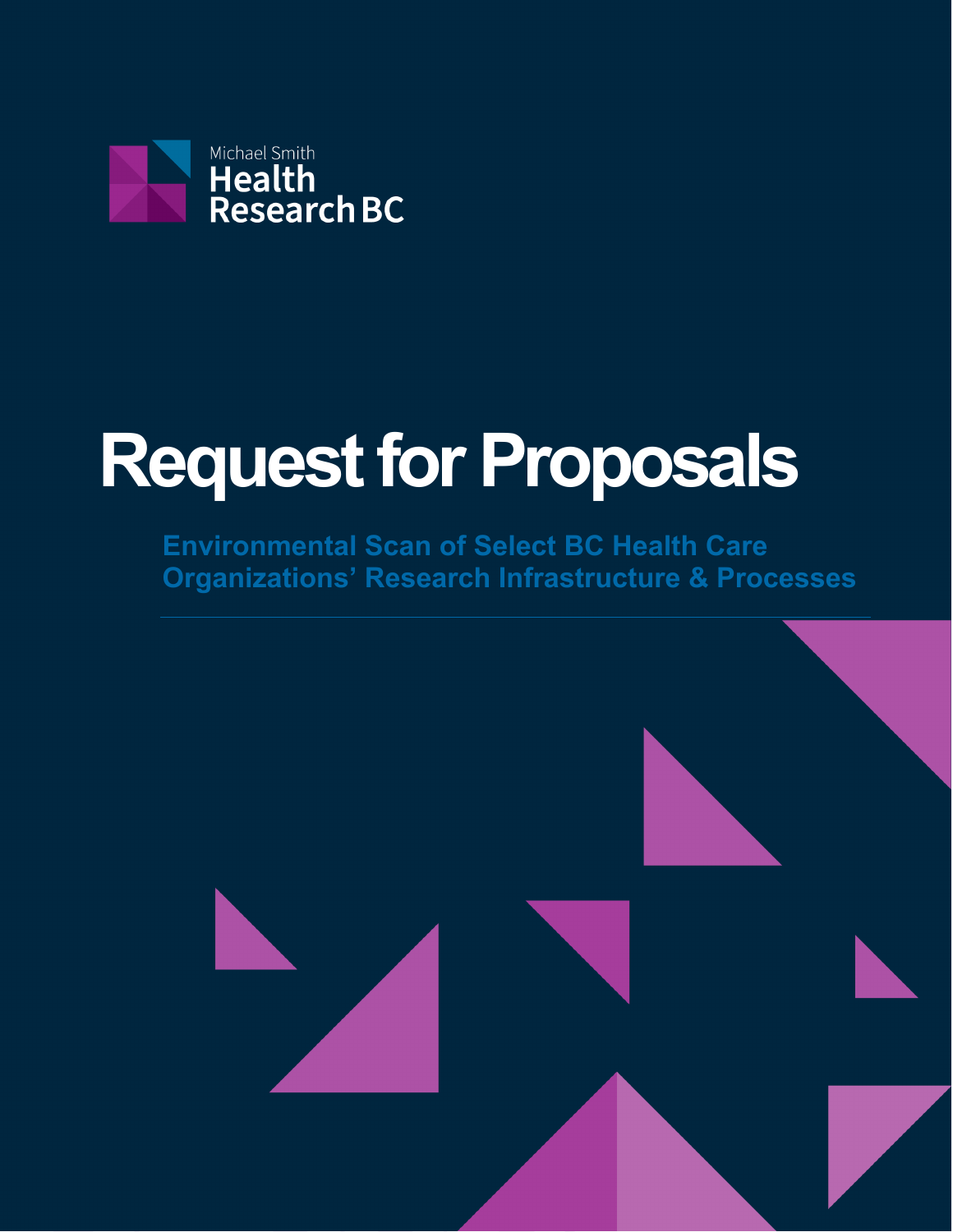Michael Smith
Health
Research BC

# Request for Proposals

## Environmental Scan of Select BC Health Care Organizations' Research Infrastructure & Processes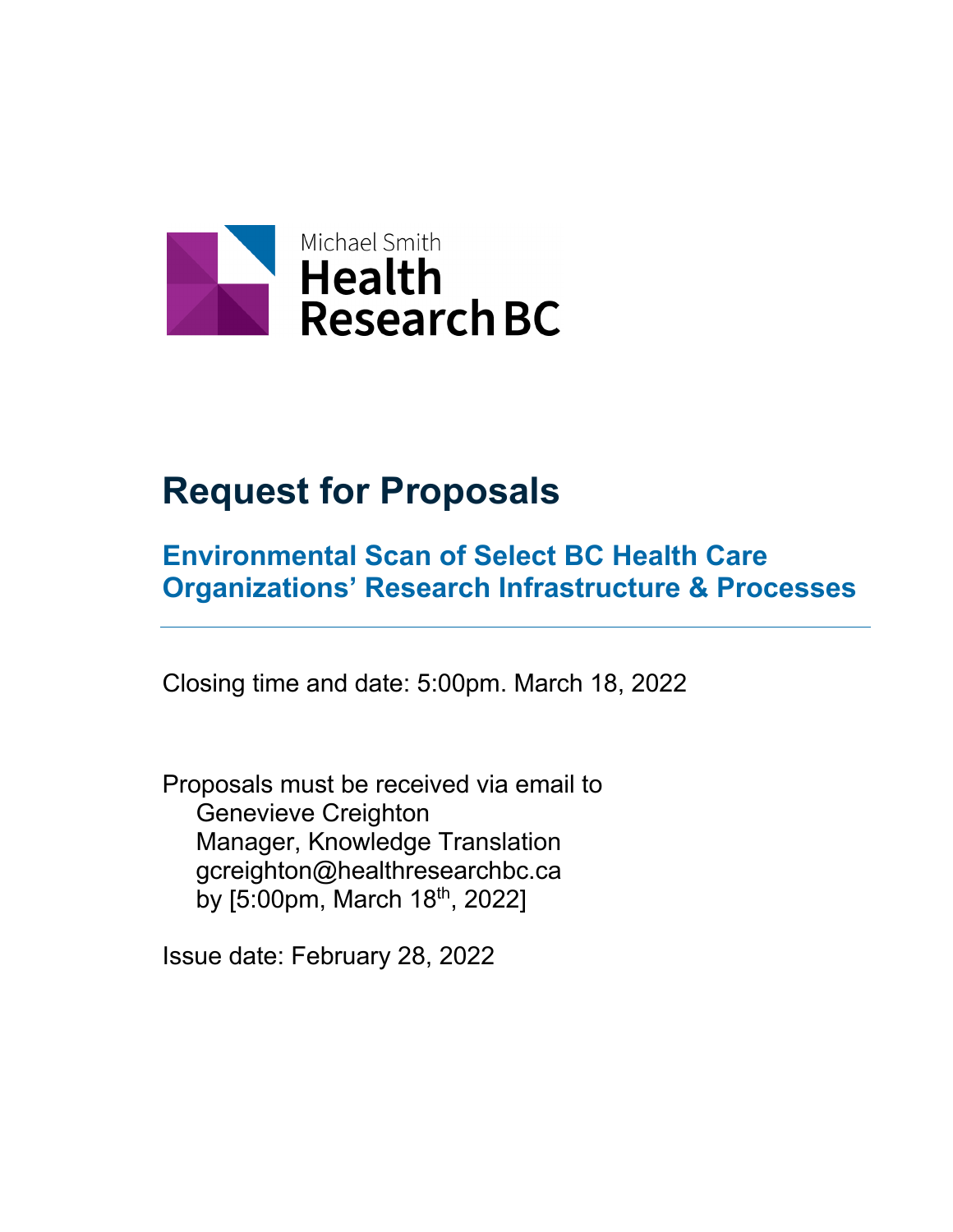Michael Smith
Health
Research BC

# Request for Proposals

## Environmental Scan of Select BC Health Care Organizations' Research Infrastructure & Processes

---

Closing time and date: 5:00pm. March 18, 2022

Proposals must be received via email to
Genevieve Creighton
Manager, Knowledge Translation
gcreighton@healthresearchbc.ca
by [5:00pm, March 18th, 2022]

Issue date: February 28, 2022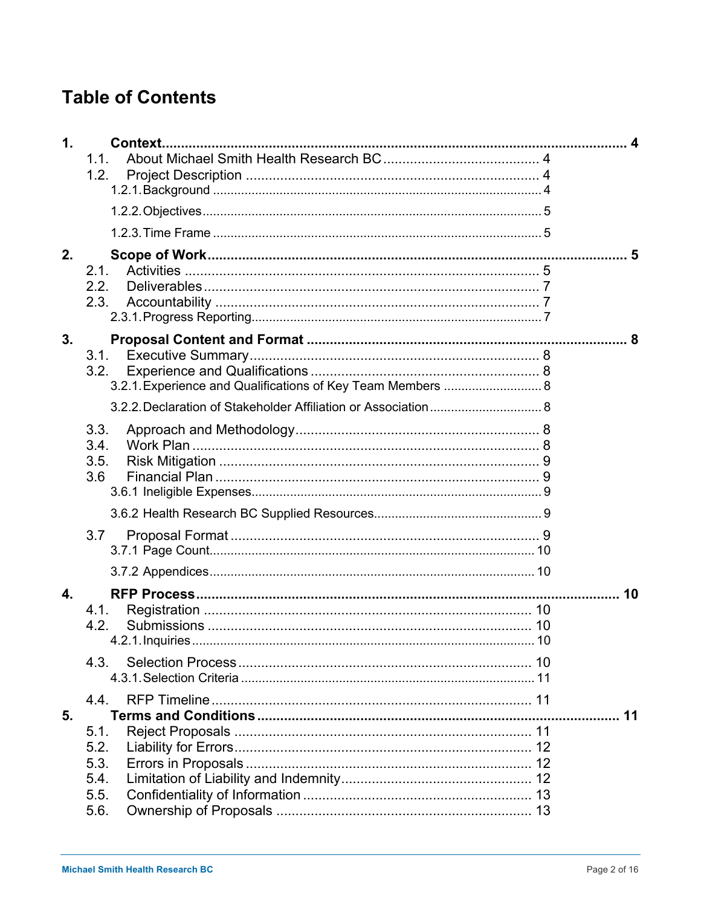# Table of Contents

1. **Context** ........ 4
   - 1.1. About Michael Smith Health Research BC ........ 4
   - 1.2. Project Description ........ 4
     - 1.2.1. Background ........ 4
     - 1.2.2. Objectives ........ 5
     - 1.2.3. Time Frame ........ 5
2. **Scope of Work** ........ 5
   - 2.1. Activities ........ 5
   - 2.2. Deliverables ........ 7
   - 2.3. Accountability ........ 7
     - 2.3.1. Progress Reporting ........ 7
3. **Proposal Content and Format** ........ 8
   - 3.1. Executive Summary ........ 8
   - 3.2. Experience and Qualifications ........ 8
     - 3.2.1. Experience and Qualifications of Key Team Members ........ 8
     - 3.2.2. Declaration of Stakeholder Affiliation or Association ........ 8
   - 3.3. Approach and Methodology ........ 8
   - 3.4. Work Plan ........ 8
   - 3.5. Risk Mitigation ........ 9
   - 3.6 Financial Plan ........ 9
     - 3.6.1 Ineligible Expenses ........ 9
     - 3.6.2 Health Research BC Supplied Resources ........ 9
   - 3.7 Proposal Format ........ 9
     - 3.7.1 Page Count ........ 10
     - 3.7.2 Appendices ........ 10
4. **RFP Process** ........ 10
   - 4.1. Registration ........ 10
   - 4.2. Submissions ........ 10
     - 4.2.1. Inquiries ........ 10
   - 4.3. Selection Process ........ 10
     - 4.3.1. Selection Criteria ........ 11
   - 4.4. RFP Timeline ........ 11
5. **Terms and Conditions** ........ 11
   - 5.1. Reject Proposals ........ 11
   - 5.2. Liability for Errors ........ 12
   - 5.3. Errors in Proposals ........ 12
   - 5.4. Limitation of Liability and Indemnity ........ 12
   - 5.5. Confidentiality of Information ........ 13
   - 5.6. Ownership of Proposals ........ 13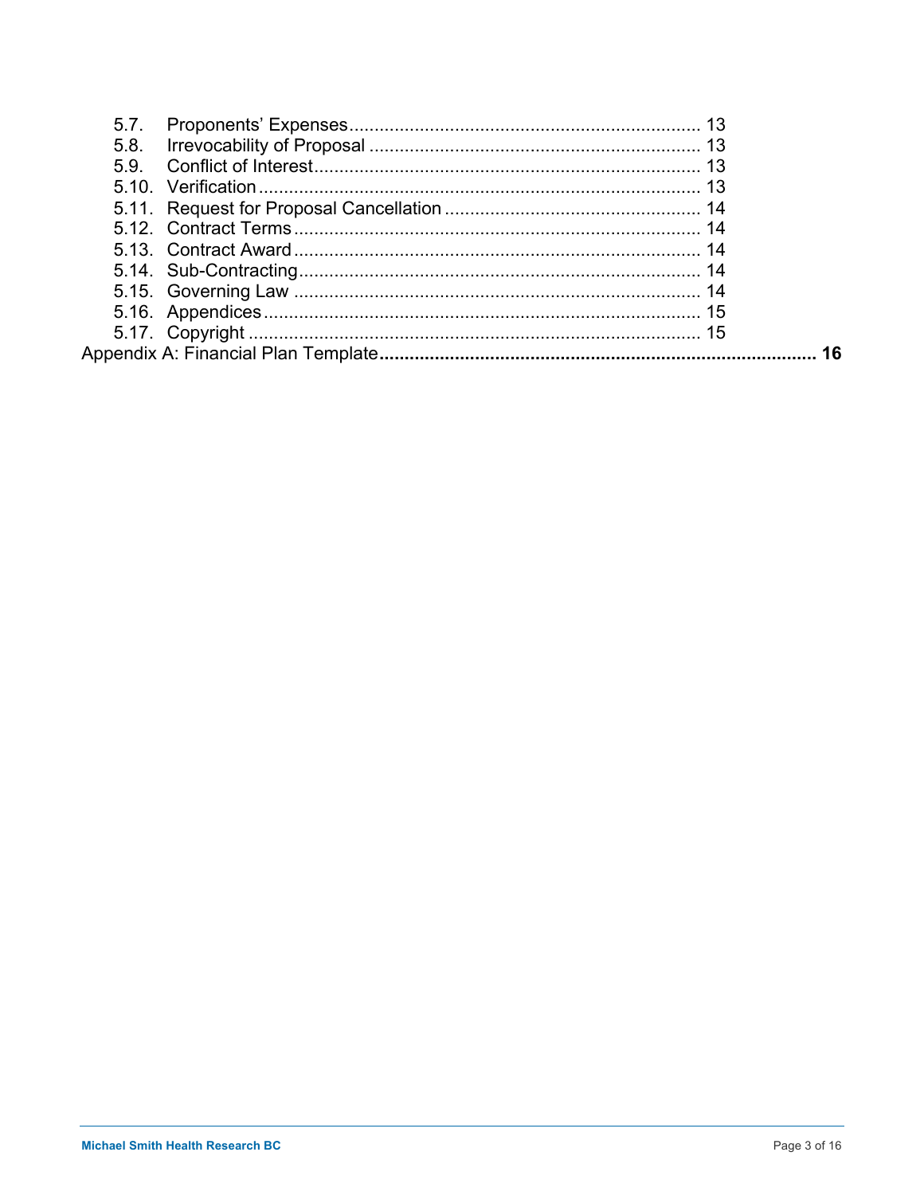5.7. Proponents' Expenses ..... 13
5.8. Irrevocability of Proposal ..... 13
5.9. Conflict of Interest ..... 13
5.10. Verification ..... 13
5.11. Request for Proposal Cancellation ..... 14
5.12. Contract Terms ..... 14
5.13. Contract Award ..... 14
5.14. Sub-Contracting ..... 14
5.15. Governing Law ..... 14
5.16. Appendices ..... 15
5.17. Copyright ..... 15

**Appendix A: Financial Plan Template ..... 16**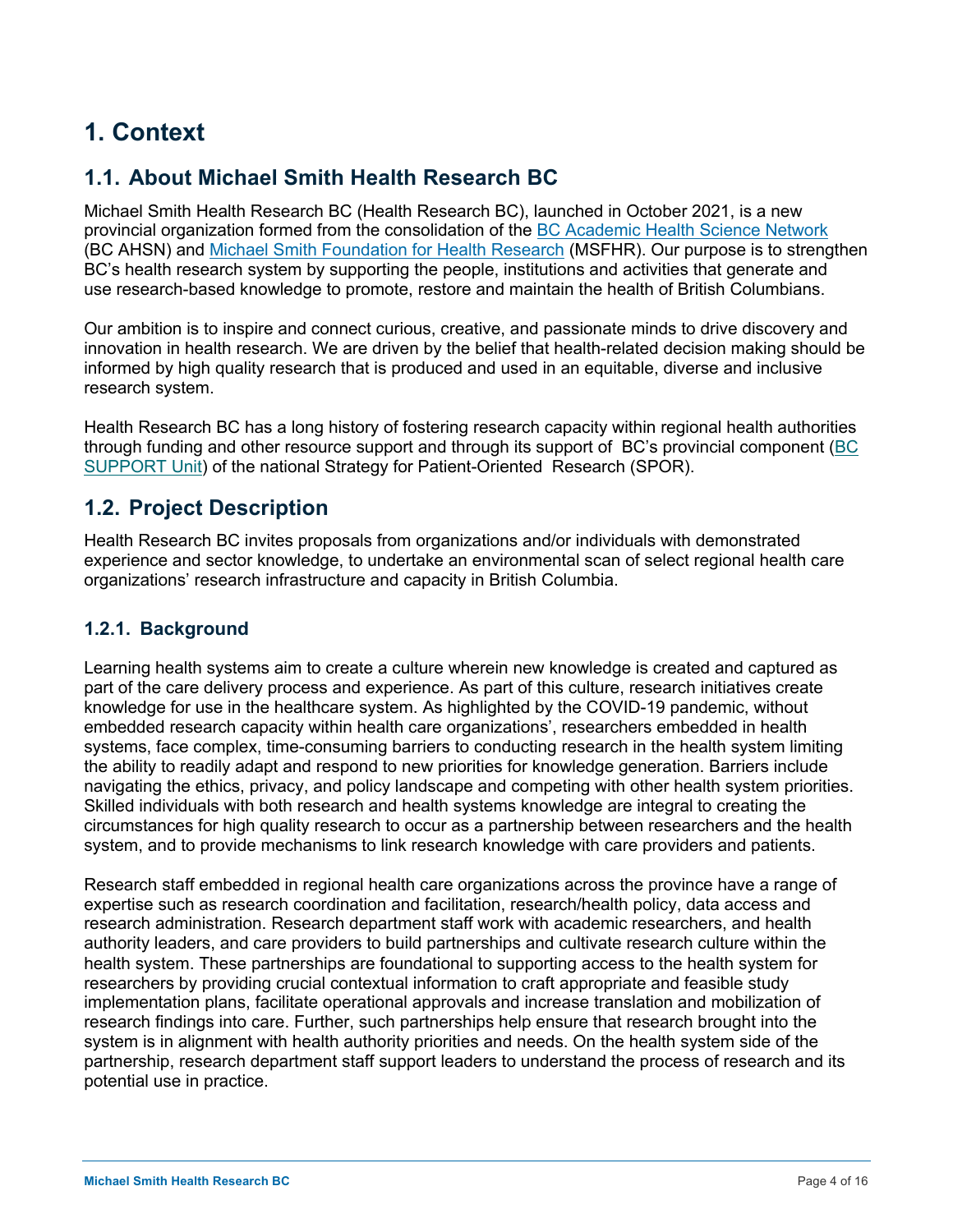# 1. Context

## 1.1. About Michael Smith Health Research BC

Michael Smith Health Research BC (Health Research BC), launched in October 2021, is a new provincial organization formed from the consolidation of the BC Academic Health Science Network (BC AHSN) and Michael Smith Foundation for Health Research (MSFHR). Our purpose is to strengthen BC's health research system by supporting the people, institutions and activities that generate and use research-based knowledge to promote, restore and maintain the health of British Columbians.

Our ambition is to inspire and connect curious, creative, and passionate minds to drive discovery and innovation in health research. We are driven by the belief that health-related decision making should be informed by high quality research that is produced and used in an equitable, diverse and inclusive research system.

Health Research BC has a long history of fostering research capacity within regional health authorities through funding and other resource support and through its support of BC's provincial component (BC SUPPORT Unit) of the national Strategy for Patient-Oriented Research (SPOR).

## 1.2. Project Description

Health Research BC invites proposals from organizations and/or individuals with demonstrated experience and sector knowledge, to undertake an environmental scan of select regional health care organizations' research infrastructure and capacity in British Columbia.

### 1.2.1. Background

Learning health systems aim to create a culture wherein new knowledge is created and captured as part of the care delivery process and experience. As part of this culture, research initiatives create knowledge for use in the healthcare system. As highlighted by the COVID-19 pandemic, without embedded research capacity within health care organizations', researchers embedded in health systems, face complex, time-consuming barriers to conducting research in the health system limiting the ability to readily adapt and respond to new priorities for knowledge generation. Barriers include navigating the ethics, privacy, and policy landscape and competing with other health system priorities. Skilled individuals with both research and health systems knowledge are integral to creating the circumstances for high quality research to occur as a partnership between researchers and the health system, and to provide mechanisms to link research knowledge with care providers and patients.

Research staff embedded in regional health care organizations across the province have a range of expertise such as research coordination and facilitation, research/health policy, data access and research administration. Research department staff work with academic researchers, and health authority leaders, and care providers to build partnerships and cultivate research culture within the health system. These partnerships are foundational to supporting access to the health system for researchers by providing crucial contextual information to craft appropriate and feasible study implementation plans, facilitate operational approvals and increase translation and mobilization of research findings into care. Further, such partnerships help ensure that research brought into the system is in alignment with health authority priorities and needs. On the health system side of the partnership, research department staff support leaders to understand the process of research and its potential use in practice.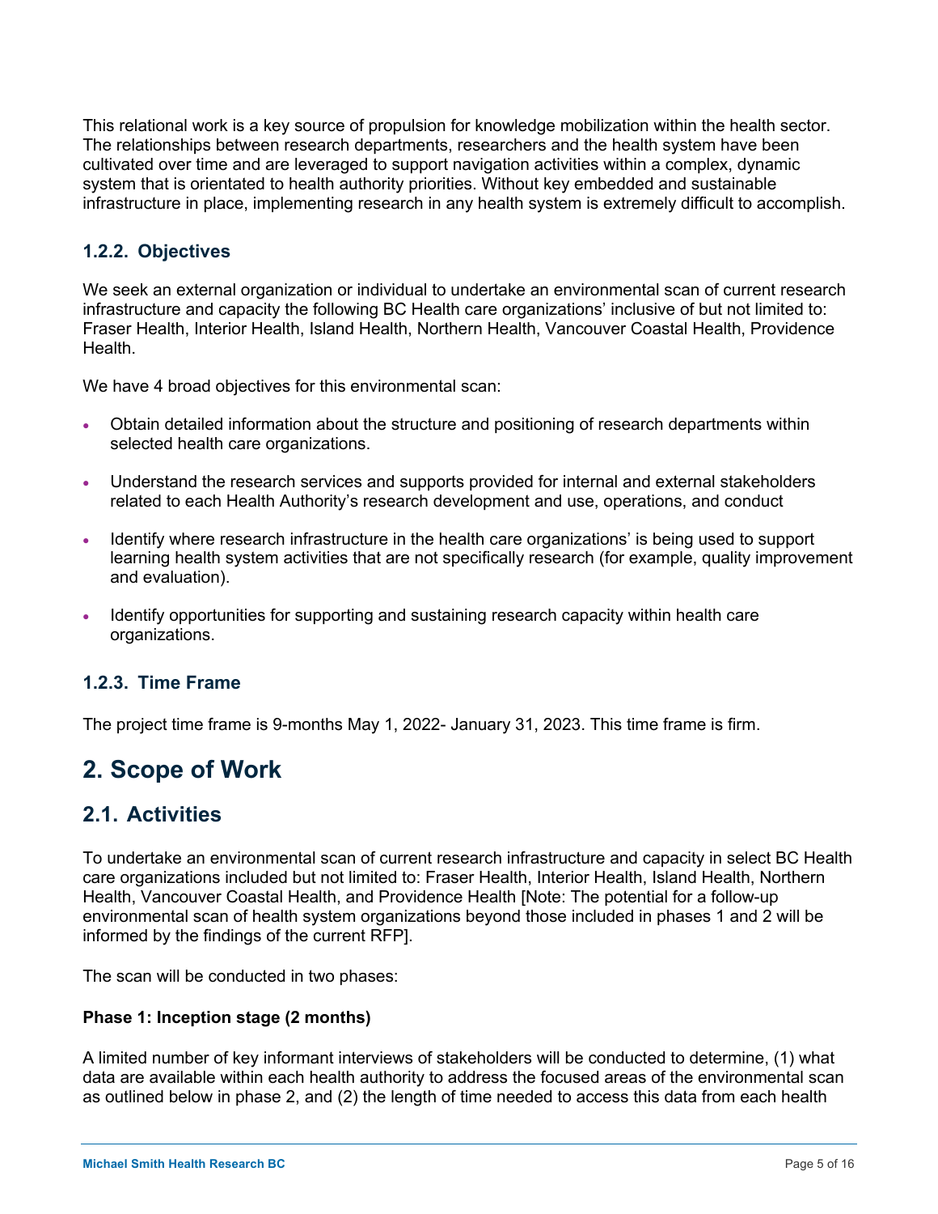This relational work is a key source of propulsion for knowledge mobilization within the health sector. The relationships between research departments, researchers and the health system have been cultivated over time and are leveraged to support navigation activities within a complex, dynamic system that is orientated to health authority priorities. Without key embedded and sustainable infrastructure in place, implementing research in any health system is extremely difficult to accomplish.

### 1.2.2. Objectives

We seek an external organization or individual to undertake an environmental scan of current research infrastructure and capacity the following BC Health care organizations' inclusive of but not limited to: Fraser Health, Interior Health, Island Health, Northern Health, Vancouver Coastal Health, Providence Health.

We have 4 broad objectives for this environmental scan:

- Obtain detailed information about the structure and positioning of research departments within selected health care organizations.
- Understand the research services and supports provided for internal and external stakeholders related to each Health Authority's research development and use, operations, and conduct
- Identify where research infrastructure in the health care organizations' is being used to support learning health system activities that are not specifically research (for example, quality improvement and evaluation).
- Identify opportunities for supporting and sustaining research capacity within health care organizations.

### 1.2.3. Time Frame

The project time frame is 9-months May 1, 2022- January 31, 2023. This time frame is firm.

# 2. Scope of Work

## 2.1. Activities

To undertake an environmental scan of current research infrastructure and capacity in select BC Health care organizations included but not limited to: Fraser Health, Interior Health, Island Health, Northern Health, Vancouver Coastal Health, and Providence Health [Note: The potential for a follow-up environmental scan of health system organizations beyond those included in phases 1 and 2 will be informed by the findings of the current RFP].

The scan will be conducted in two phases:

**Phase 1: Inception stage (2 months)**

A limited number of key informant interviews of stakeholders will be conducted to determine, (1) what data are available within each health authority to address the focused areas of the environmental scan as outlined below in phase 2, and (2) the length of time needed to access this data from each health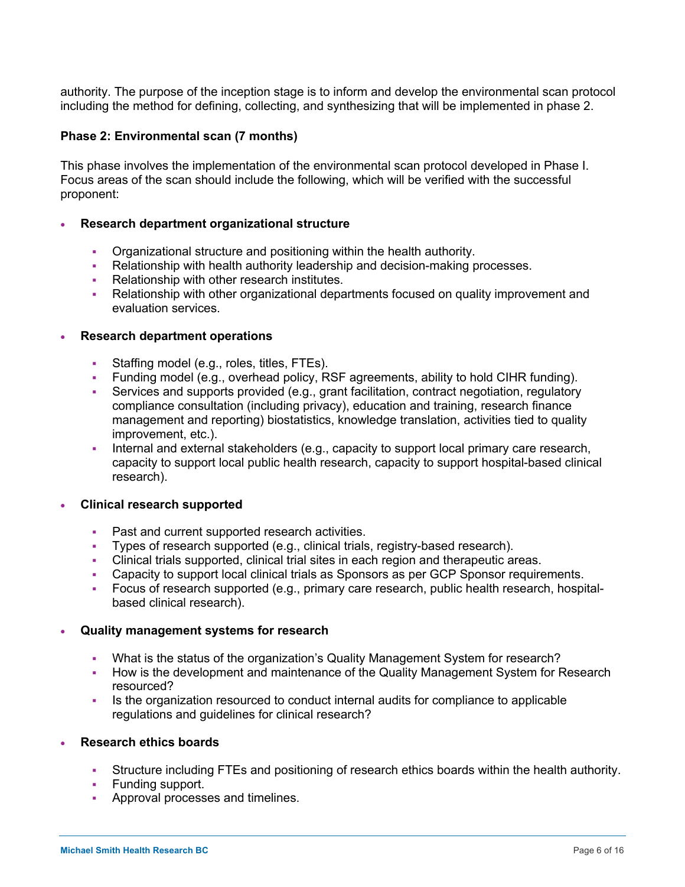authority. The purpose of the inception stage is to inform and develop the environmental scan protocol including the method for defining, collecting, and synthesizing that will be implemented in phase 2.

**Phase 2: Environmental scan (7 months)**

This phase involves the implementation of the environmental scan protocol developed in Phase I. Focus areas of the scan should include the following, which will be verified with the successful proponent:

- **Research department organizational structure**
  - Organizational structure and positioning within the health authority.
  - Relationship with health authority leadership and decision-making processes.
  - Relationship with other research institutes.
  - Relationship with other organizational departments focused on quality improvement and evaluation services.

- **Research department operations**
  - Staffing model (e.g., roles, titles, FTEs).
  - Funding model (e.g., overhead policy, RSF agreements, ability to hold CIHR funding).
  - Services and supports provided (e.g., grant facilitation, contract negotiation, regulatory compliance consultation (including privacy), education and training, research finance management and reporting) biostatistics, knowledge translation, activities tied to quality improvement, etc.).
  - Internal and external stakeholders (e.g., capacity to support local primary care research, capacity to support local public health research, capacity to support hospital-based clinical research).

- **Clinical research supported**
  - Past and current supported research activities.
  - Types of research supported (e.g., clinical trials, registry-based research).
  - Clinical trials supported, clinical trial sites in each region and therapeutic areas.
  - Capacity to support local clinical trials as Sponsors as per GCP Sponsor requirements.
  - Focus of research supported (e.g., primary care research, public health research, hospital-based clinical research).

- **Quality management systems for research**
  - What is the status of the organization's Quality Management System for research?
  - How is the development and maintenance of the Quality Management System for Research resourced?
  - Is the organization resourced to conduct internal audits for compliance to applicable regulations and guidelines for clinical research?

- **Research ethics boards**
  - Structure including FTEs and positioning of research ethics boards within the health authority.
  - Funding support.
  - Approval processes and timelines.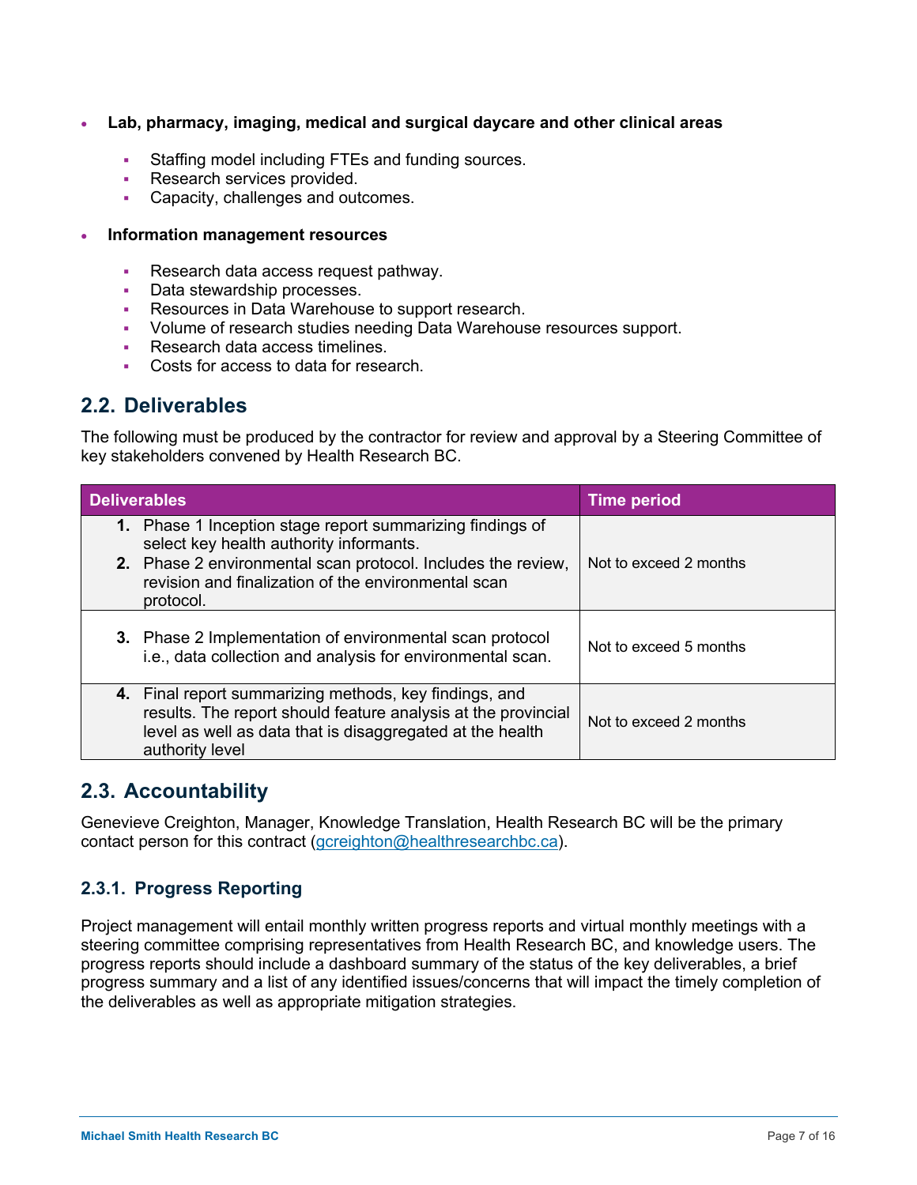- **Lab, pharmacy, imaging, medical and surgical daycare and other clinical areas**
  - Staffing model including FTEs and funding sources.
  - Research services provided.
  - Capacity, challenges and outcomes.

- **Information management resources**
  - Research data access request pathway.
  - Data stewardship processes.
  - Resources in Data Warehouse to support research.
  - Volume of research studies needing Data Warehouse resources support.
  - Research data access timelines.
  - Costs for access to data for research.

## 2.2. Deliverables

The following must be produced by the contractor for review and approval by a Steering Committee of key stakeholders convened by Health Research BC.

| Deliverables | Time period |
|---|---|
| 1. Phase 1 Inception stage report summarizing findings of select key health authority informants.<br>2. Phase 2 environmental scan protocol. Includes the review, revision and finalization of the environmental scan protocol. | Not to exceed 2 months |
| 3. Phase 2 Implementation of environmental scan protocol i.e., data collection and analysis for environmental scan. | Not to exceed 5 months |
| 4. Final report summarizing methods, key findings, and results. The report should feature analysis at the provincial level as well as data that is disaggregated at the health authority level | Not to exceed 2 months |

## 2.3. Accountability

Genevieve Creighton, Manager, Knowledge Translation, Health Research BC will be the primary contact person for this contract (gcreighton@healthresearchbc.ca).

### 2.3.1. Progress Reporting

Project management will entail monthly written progress reports and virtual monthly meetings with a steering committee comprising representatives from Health Research BC, and knowledge users. The progress reports should include a dashboard summary of the status of the key deliverables, a brief progress summary and a list of any identified issues/concerns that will impact the timely completion of the deliverables as well as appropriate mitigation strategies.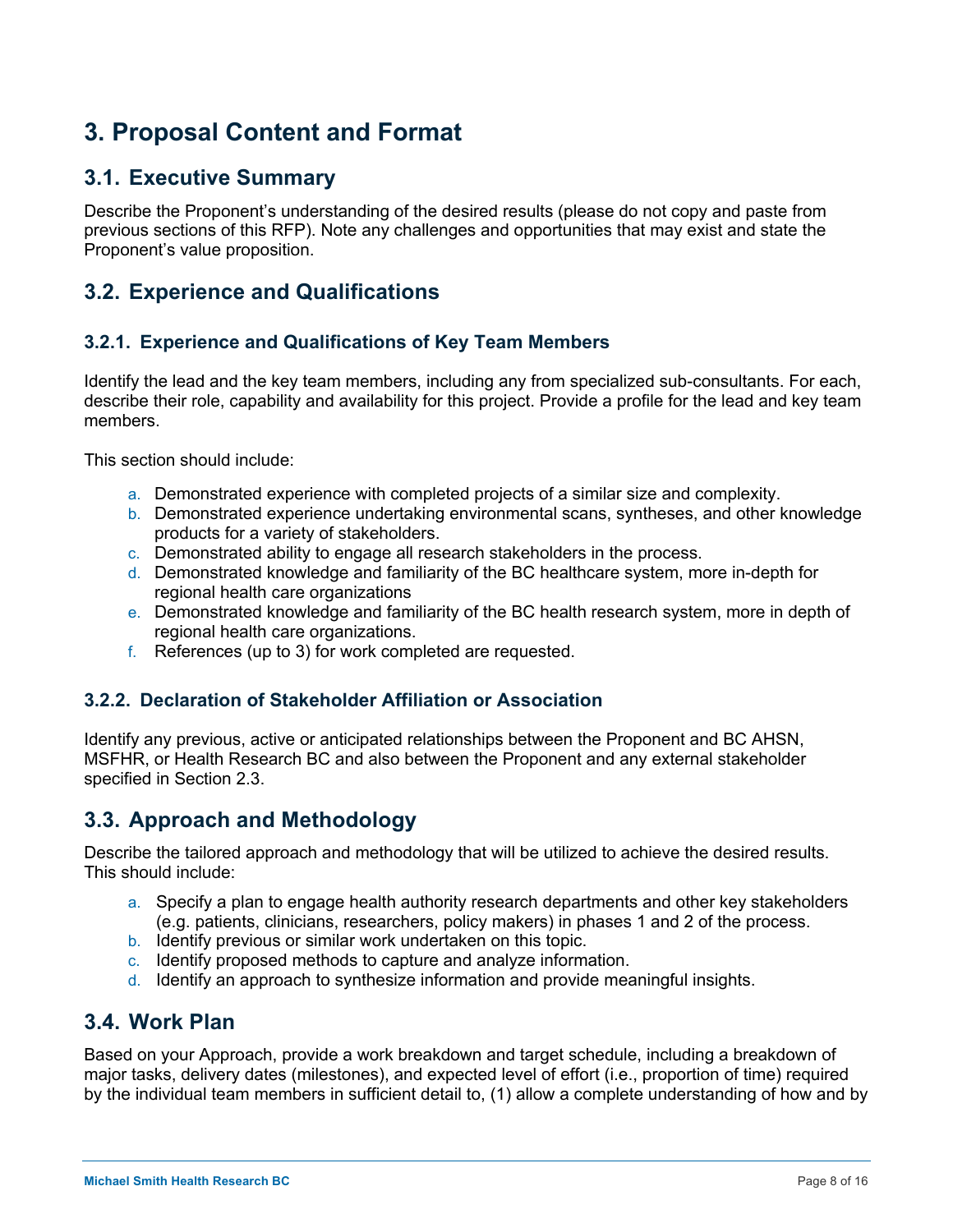# 3. Proposal Content and Format

## 3.1. Executive Summary

Describe the Proponent's understanding of the desired results (please do not copy and paste from previous sections of this RFP). Note any challenges and opportunities that may exist and state the Proponent's value proposition.

## 3.2. Experience and Qualifications

### 3.2.1. Experience and Qualifications of Key Team Members

Identify the lead and the key team members, including any from specialized sub-consultants. For each, describe their role, capability and availability for this project. Provide a profile for the lead and key team members.

This section should include:

a. Demonstrated experience with completed projects of a similar size and complexity.
b. Demonstrated experience undertaking environmental scans, syntheses, and other knowledge products for a variety of stakeholders.
c. Demonstrated ability to engage all research stakeholders in the process.
d. Demonstrated knowledge and familiarity of the BC healthcare system, more in-depth for regional health care organizations
e. Demonstrated knowledge and familiarity of the BC health research system, more in depth of regional health care organizations.
f. References (up to 3) for work completed are requested.

### 3.2.2. Declaration of Stakeholder Affiliation or Association

Identify any previous, active or anticipated relationships between the Proponent and BC AHSN, MSFHR, or Health Research BC and also between the Proponent and any external stakeholder specified in Section 2.3.

## 3.3. Approach and Methodology

Describe the tailored approach and methodology that will be utilized to achieve the desired results. This should include:

a. Specify a plan to engage health authority research departments and other key stakeholders (e.g. patients, clinicians, researchers, policy makers) in phases 1 and 2 of the process.
b. Identify previous or similar work undertaken on this topic.
c. Identify proposed methods to capture and analyze information.
d. Identify an approach to synthesize information and provide meaningful insights.

## 3.4. Work Plan

Based on your Approach, provide a work breakdown and target schedule, including a breakdown of major tasks, delivery dates (milestones), and expected level of effort (i.e., proportion of time) required by the individual team members in sufficient detail to, (1) allow a complete understanding of how and by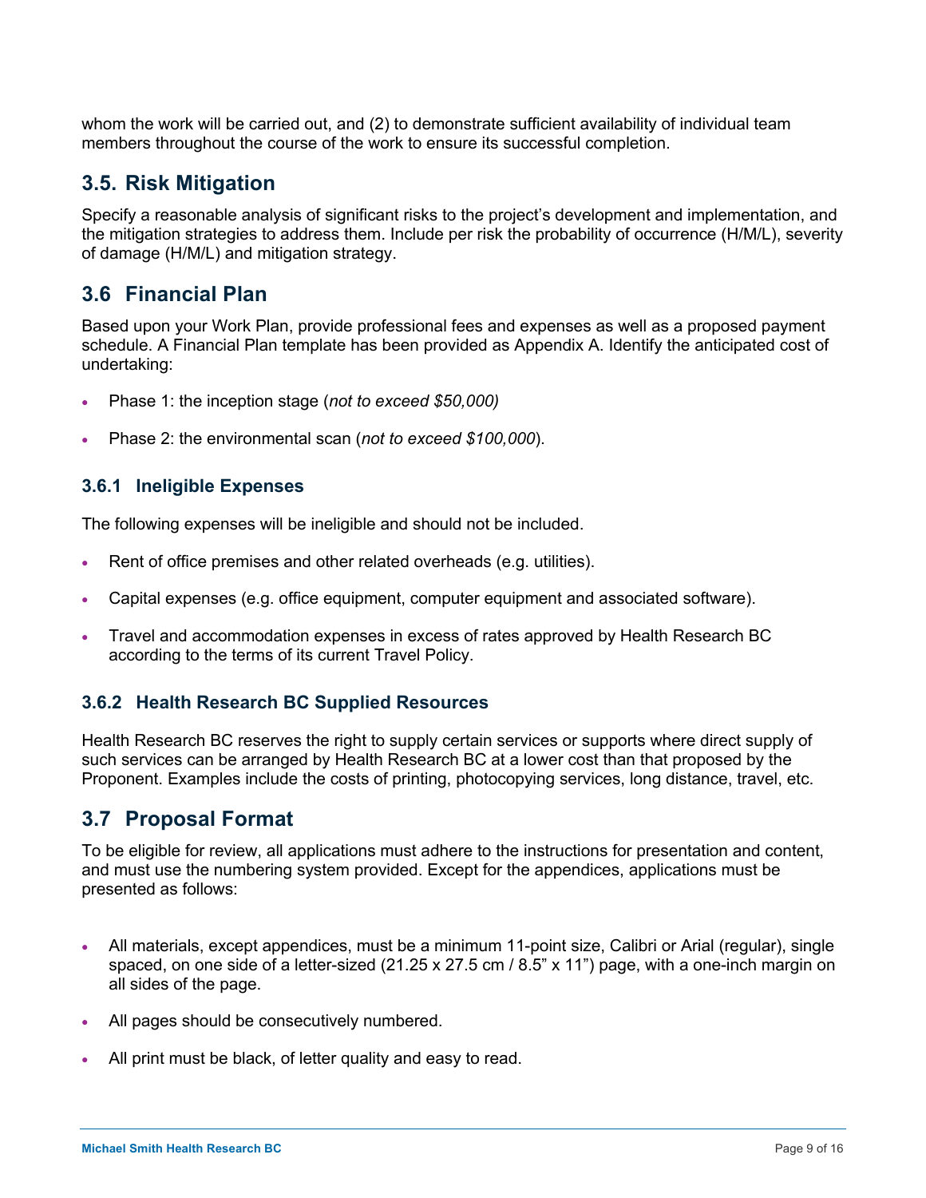whom the work will be carried out, and (2) to demonstrate sufficient availability of individual team members throughout the course of the work to ensure its successful completion.

## 3.5. Risk Mitigation

Specify a reasonable analysis of significant risks to the project's development and implementation, and the mitigation strategies to address them. Include per risk the probability of occurrence (H/M/L), severity of damage (H/M/L) and mitigation strategy.

## 3.6 Financial Plan

Based upon your Work Plan, provide professional fees and expenses as well as a proposed payment schedule. A Financial Plan template has been provided as Appendix A. Identify the anticipated cost of undertaking:

- Phase 1: the inception stage (*not to exceed $50,000)*
- Phase 2: the environmental scan (*not to exceed $100,000*).

### 3.6.1 Ineligible Expenses

The following expenses will be ineligible and should not be included.

- Rent of office premises and other related overheads (e.g. utilities).
- Capital expenses (e.g. office equipment, computer equipment and associated software).
- Travel and accommodation expenses in excess of rates approved by Health Research BC according to the terms of its current Travel Policy.

### 3.6.2 Health Research BC Supplied Resources

Health Research BC reserves the right to supply certain services or supports where direct supply of such services can be arranged by Health Research BC at a lower cost than that proposed by the Proponent. Examples include the costs of printing, photocopying services, long distance, travel, etc.

## 3.7 Proposal Format

To be eligible for review, all applications must adhere to the instructions for presentation and content, and must use the numbering system provided. Except for the appendices, applications must be presented as follows:

- All materials, except appendices, must be a minimum 11-point size, Calibri or Arial (regular), single spaced, on one side of a letter-sized (21.25 x 27.5 cm / 8.5" x 11") page, with a one-inch margin on all sides of the page.
- All pages should be consecutively numbered.
- All print must be black, of letter quality and easy to read.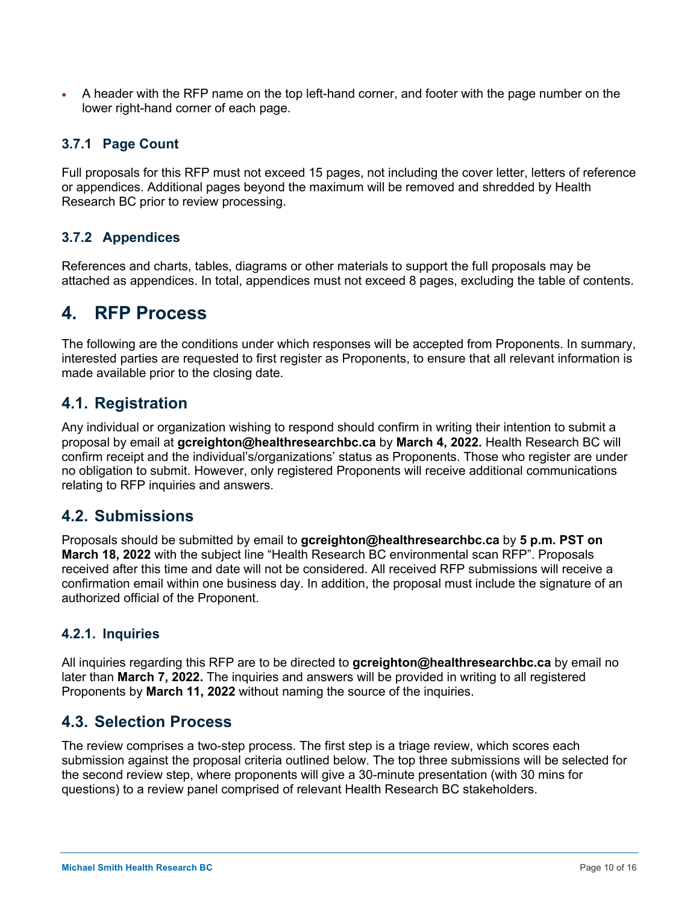- A header with the RFP name on the top left-hand corner, and footer with the page number on the lower right-hand corner of each page.

### 3.7.1 Page Count

Full proposals for this RFP must not exceed 15 pages, not including the cover letter, letters of reference or appendices. Additional pages beyond the maximum will be removed and shredded by Health Research BC prior to review processing.

### 3.7.2 Appendices

References and charts, tables, diagrams or other materials to support the full proposals may be attached as appendices. In total, appendices must not exceed 8 pages, excluding the table of contents.

# 4. RFP Process

The following are the conditions under which responses will be accepted from Proponents. In summary, interested parties are requested to first register as Proponents, to ensure that all relevant information is made available prior to the closing date.

## 4.1. Registration

Any individual or organization wishing to respond should confirm in writing their intention to submit a proposal by email at **gcreighton@healthresearchbc.ca** by **March 4, 2022.** Health Research BC will confirm receipt and the individual's/organizations' status as Proponents. Those who register are under no obligation to submit. However, only registered Proponents will receive additional communications relating to RFP inquiries and answers.

## 4.2. Submissions

Proposals should be submitted by email to **gcreighton@healthresearchbc.ca** by **5 p.m. PST on March 18, 2022** with the subject line "Health Research BC environmental scan RFP". Proposals received after this time and date will not be considered. All received RFP submissions will receive a confirmation email within one business day. In addition, the proposal must include the signature of an authorized official of the Proponent.

### 4.2.1. Inquiries

All inquiries regarding this RFP are to be directed to **gcreighton@healthresearchbc.ca** by email no later than **March 7, 2022.** The inquiries and answers will be provided in writing to all registered Proponents by **March 11, 2022** without naming the source of the inquiries.

## 4.3. Selection Process

The review comprises a two-step process. The first step is a triage review, which scores each submission against the proposal criteria outlined below. The top three submissions will be selected for the second review step, where proponents will give a 30-minute presentation (with 30 mins for questions) to a review panel comprised of relevant Health Research BC stakeholders.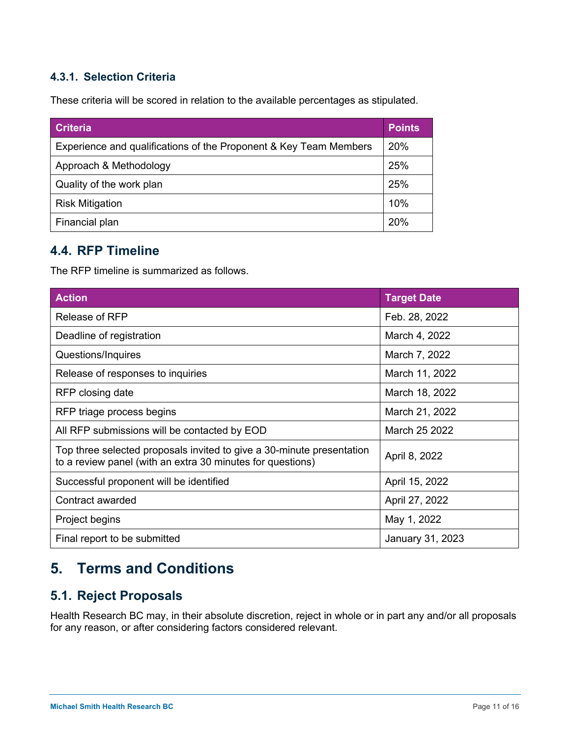### 4.3.1. Selection Criteria

These criteria will be scored in relation to the available percentages as stipulated.

| Criteria | Points |
| --- | --- |
| Experience and qualifications of the Proponent & Key Team Members | 20% |
| Approach & Methodology | 25% |
| Quality of the work plan | 25% |
| Risk Mitigation | 10% |
| Financial plan | 20% |

## 4.4. RFP Timeline

The RFP timeline is summarized as follows.

| Action | Target Date |
| --- | --- |
| Release of RFP | Feb. 28, 2022 |
| Deadline of registration | March 4, 2022 |
| Questions/Inquires | March 7, 2022 |
| Release of responses to inquiries | March 11, 2022 |
| RFP closing date | March 18, 2022 |
| RFP triage process begins | March 21, 2022 |
| All RFP submissions will be contacted by EOD | March 25 2022 |
| Top three selected proposals invited to give a 30-minute presentation to a review panel (with an extra 30 minutes for questions) | April 8, 2022 |
| Successful proponent will be identified | April 15, 2022 |
| Contract awarded | April 27, 2022 |
| Project begins | May 1, 2022 |
| Final report to be submitted | January 31, 2023 |

# 5. Terms and Conditions

## 5.1. Reject Proposals

Health Research BC may, in their absolute discretion, reject in whole or in part any and/or all proposals for any reason, or after considering factors considered relevant.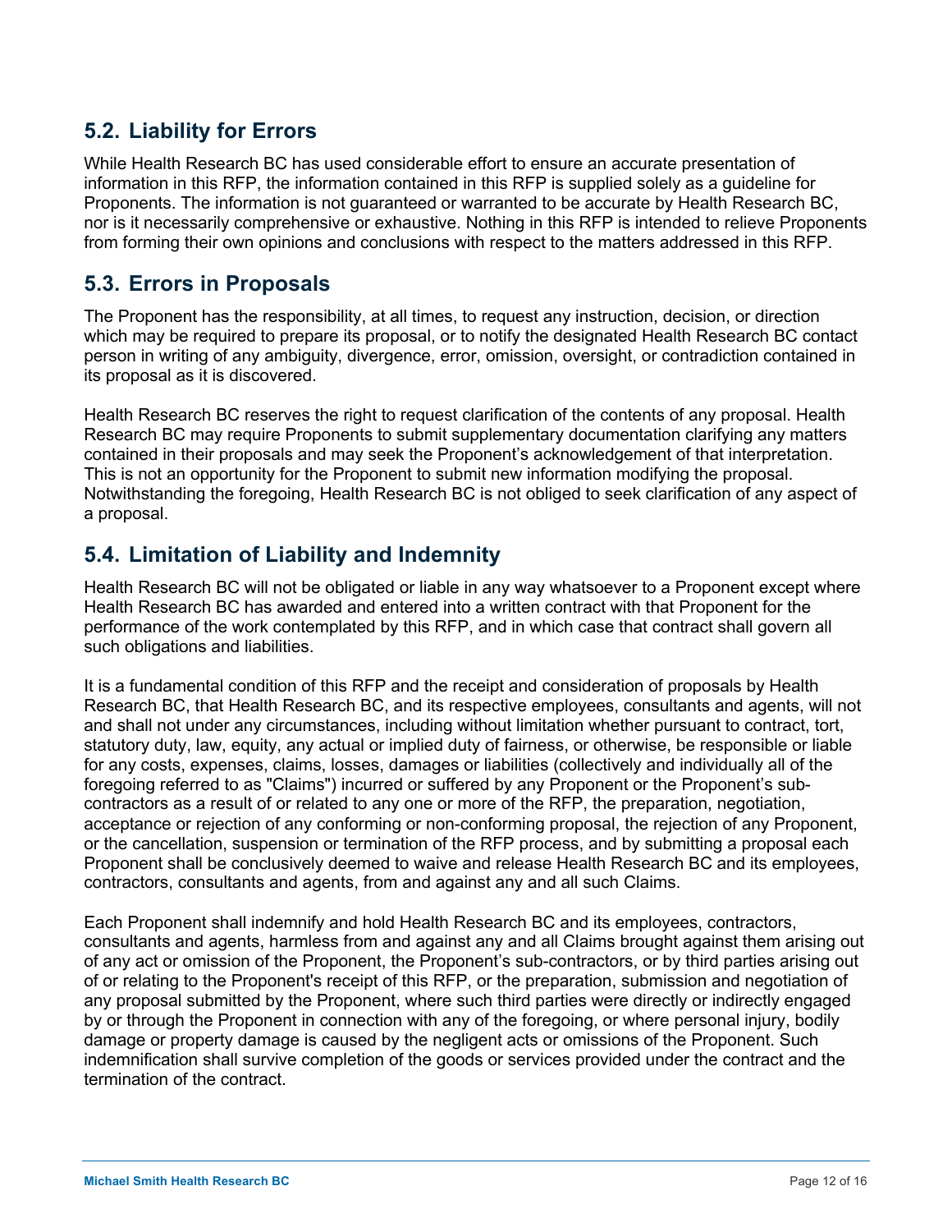## 5.2. Liability for Errors

While Health Research BC has used considerable effort to ensure an accurate presentation of information in this RFP, the information contained in this RFP is supplied solely as a guideline for Proponents. The information is not guaranteed or warranted to be accurate by Health Research BC, nor is it necessarily comprehensive or exhaustive. Nothing in this RFP is intended to relieve Proponents from forming their own opinions and conclusions with respect to the matters addressed in this RFP.

## 5.3. Errors in Proposals

The Proponent has the responsibility, at all times, to request any instruction, decision, or direction which may be required to prepare its proposal, or to notify the designated Health Research BC contact person in writing of any ambiguity, divergence, error, omission, oversight, or contradiction contained in its proposal as it is discovered.

Health Research BC reserves the right to request clarification of the contents of any proposal. Health Research BC may require Proponents to submit supplementary documentation clarifying any matters contained in their proposals and may seek the Proponent's acknowledgement of that interpretation. This is not an opportunity for the Proponent to submit new information modifying the proposal. Notwithstanding the foregoing, Health Research BC is not obliged to seek clarification of any aspect of a proposal.

## 5.4. Limitation of Liability and Indemnity

Health Research BC will not be obligated or liable in any way whatsoever to a Proponent except where Health Research BC has awarded and entered into a written contract with that Proponent for the performance of the work contemplated by this RFP, and in which case that contract shall govern all such obligations and liabilities.

It is a fundamental condition of this RFP and the receipt and consideration of proposals by Health Research BC, that Health Research BC, and its respective employees, consultants and agents, will not and shall not under any circumstances, including without limitation whether pursuant to contract, tort, statutory duty, law, equity, any actual or implied duty of fairness, or otherwise, be responsible or liable for any costs, expenses, claims, losses, damages or liabilities (collectively and individually all of the foregoing referred to as "Claims") incurred or suffered by any Proponent or the Proponent's sub-contractors as a result of or related to any one or more of the RFP, the preparation, negotiation, acceptance or rejection of any conforming or non-conforming proposal, the rejection of any Proponent, or the cancellation, suspension or termination of the RFP process, and by submitting a proposal each Proponent shall be conclusively deemed to waive and release Health Research BC and its employees, contractors, consultants and agents, from and against any and all such Claims.

Each Proponent shall indemnify and hold Health Research BC and its employees, contractors, consultants and agents, harmless from and against any and all Claims brought against them arising out of any act or omission of the Proponent, the Proponent's sub-contractors, or by third parties arising out of or relating to the Proponent's receipt of this RFP, or the preparation, submission and negotiation of any proposal submitted by the Proponent, where such third parties were directly or indirectly engaged by or through the Proponent in connection with any of the foregoing, or where personal injury, bodily damage or property damage is caused by the negligent acts or omissions of the Proponent. Such indemnification shall survive completion of the goods or services provided under the contract and the termination of the contract.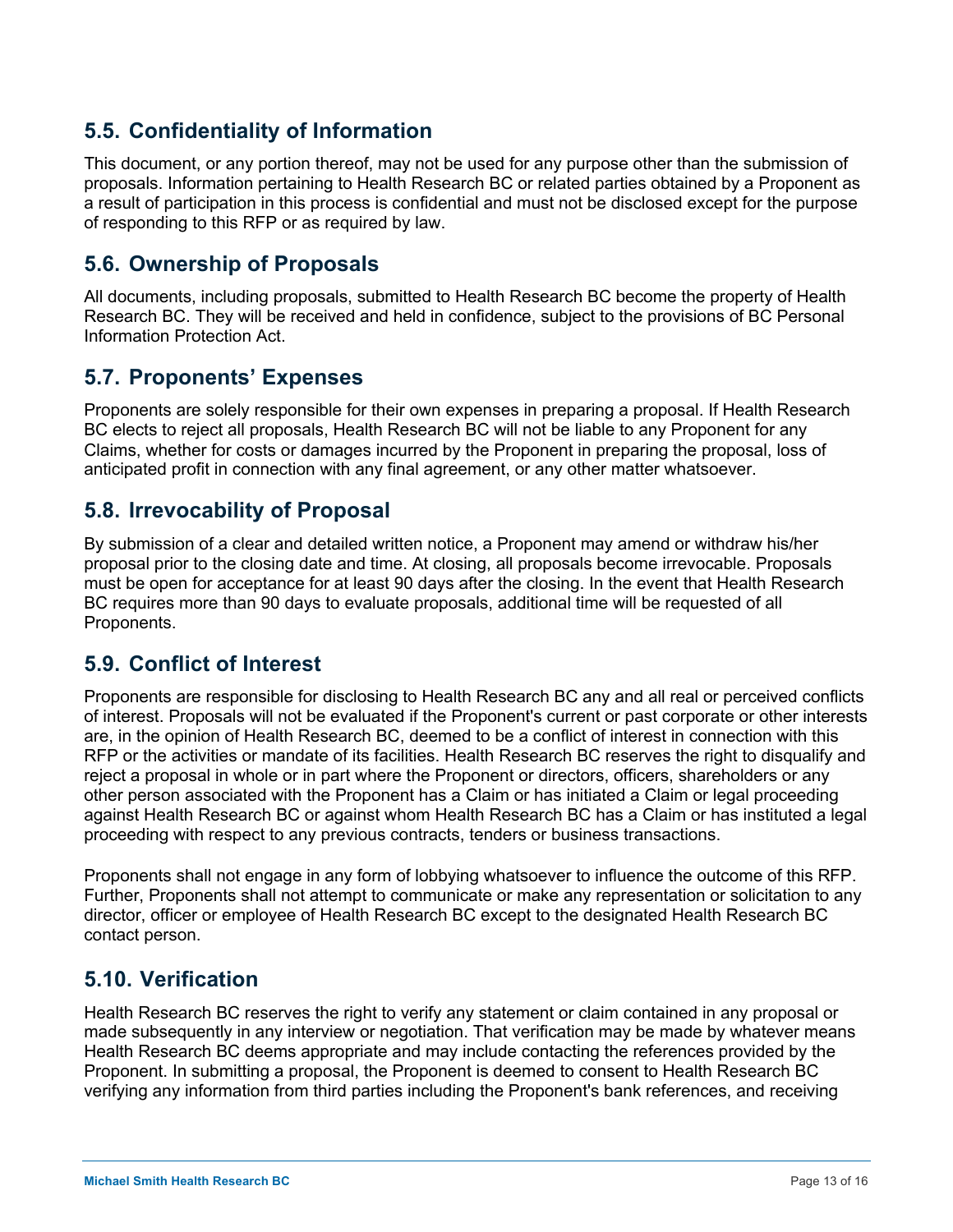## 5.5. Confidentiality of Information

This document, or any portion thereof, may not be used for any purpose other than the submission of proposals. Information pertaining to Health Research BC or related parties obtained by a Proponent as a result of participation in this process is confidential and must not be disclosed except for the purpose of responding to this RFP or as required by law.

## 5.6. Ownership of Proposals

All documents, including proposals, submitted to Health Research BC become the property of Health Research BC. They will be received and held in confidence, subject to the provisions of BC Personal Information Protection Act.

## 5.7. Proponents' Expenses

Proponents are solely responsible for their own expenses in preparing a proposal. If Health Research BC elects to reject all proposals, Health Research BC will not be liable to any Proponent for any Claims, whether for costs or damages incurred by the Proponent in preparing the proposal, loss of anticipated profit in connection with any final agreement, or any other matter whatsoever.

## 5.8. Irrevocability of Proposal

By submission of a clear and detailed written notice, a Proponent may amend or withdraw his/her proposal prior to the closing date and time. At closing, all proposals become irrevocable. Proposals must be open for acceptance for at least 90 days after the closing. In the event that Health Research BC requires more than 90 days to evaluate proposals, additional time will be requested of all Proponents.

## 5.9. Conflict of Interest

Proponents are responsible for disclosing to Health Research BC any and all real or perceived conflicts of interest. Proposals will not be evaluated if the Proponent's current or past corporate or other interests are, in the opinion of Health Research BC, deemed to be a conflict of interest in connection with this RFP or the activities or mandate of its facilities. Health Research BC reserves the right to disqualify and reject a proposal in whole or in part where the Proponent or directors, officers, shareholders or any other person associated with the Proponent has a Claim or has initiated a Claim or legal proceeding against Health Research BC or against whom Health Research BC has a Claim or has instituted a legal proceeding with respect to any previous contracts, tenders or business transactions.

Proponents shall not engage in any form of lobbying whatsoever to influence the outcome of this RFP. Further, Proponents shall not attempt to communicate or make any representation or solicitation to any director, officer or employee of Health Research BC except to the designated Health Research BC contact person.

## 5.10. Verification

Health Research BC reserves the right to verify any statement or claim contained in any proposal or made subsequently in any interview or negotiation. That verification may be made by whatever means Health Research BC deems appropriate and may include contacting the references provided by the Proponent. In submitting a proposal, the Proponent is deemed to consent to Health Research BC verifying any information from third parties including the Proponent's bank references, and receiving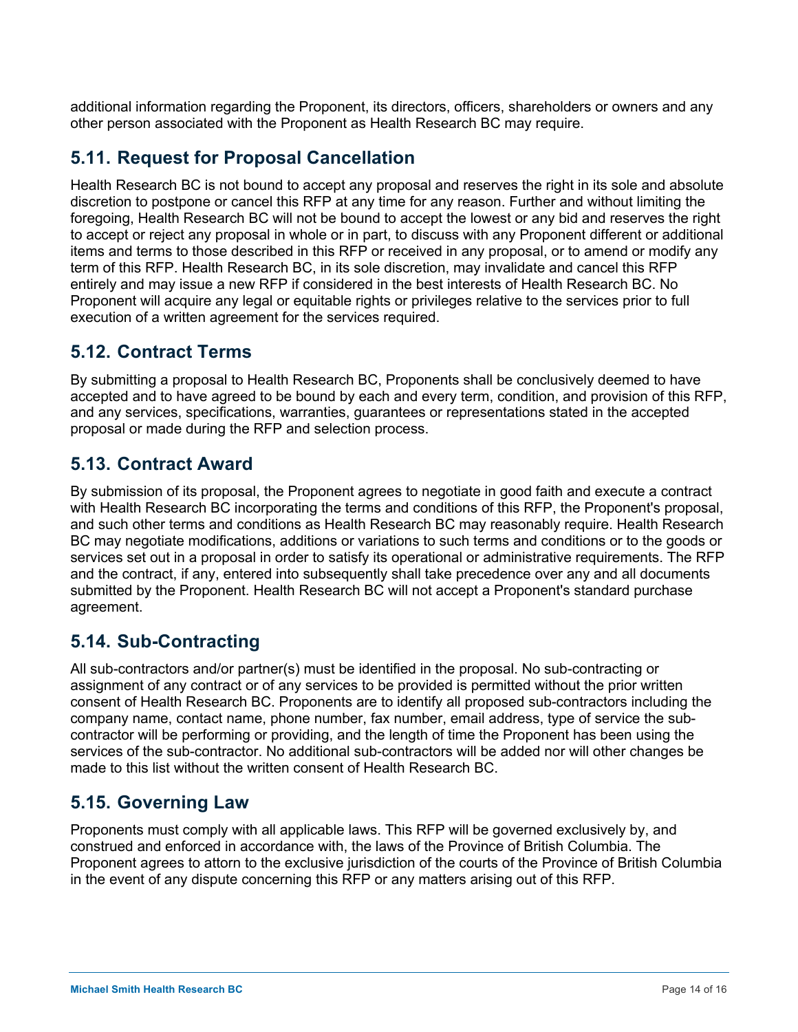additional information regarding the Proponent, its directors, officers, shareholders or owners and any other person associated with the Proponent as Health Research BC may require.

## 5.11. Request for Proposal Cancellation

Health Research BC is not bound to accept any proposal and reserves the right in its sole and absolute discretion to postpone or cancel this RFP at any time for any reason. Further and without limiting the foregoing, Health Research BC will not be bound to accept the lowest or any bid and reserves the right to accept or reject any proposal in whole or in part, to discuss with any Proponent different or additional items and terms to those described in this RFP or received in any proposal, or to amend or modify any term of this RFP. Health Research BC, in its sole discretion, may invalidate and cancel this RFP entirely and may issue a new RFP if considered in the best interests of Health Research BC. No Proponent will acquire any legal or equitable rights or privileges relative to the services prior to full execution of a written agreement for the services required.

## 5.12. Contract Terms

By submitting a proposal to Health Research BC, Proponents shall be conclusively deemed to have accepted and to have agreed to be bound by each and every term, condition, and provision of this RFP, and any services, specifications, warranties, guarantees or representations stated in the accepted proposal or made during the RFP and selection process.

## 5.13. Contract Award

By submission of its proposal, the Proponent agrees to negotiate in good faith and execute a contract with Health Research BC incorporating the terms and conditions of this RFP, the Proponent's proposal, and such other terms and conditions as Health Research BC may reasonably require. Health Research BC may negotiate modifications, additions or variations to such terms and conditions or to the goods or services set out in a proposal in order to satisfy its operational or administrative requirements. The RFP and the contract, if any, entered into subsequently shall take precedence over any and all documents submitted by the Proponent. Health Research BC will not accept a Proponent's standard purchase agreement.

## 5.14. Sub-Contracting

All sub-contractors and/or partner(s) must be identified in the proposal. No sub-contracting or assignment of any contract or of any services to be provided is permitted without the prior written consent of Health Research BC. Proponents are to identify all proposed sub-contractors including the company name, contact name, phone number, fax number, email address, type of service the sub-contractor will be performing or providing, and the length of time the Proponent has been using the services of the sub-contractor. No additional sub-contractors will be added nor will other changes be made to this list without the written consent of Health Research BC.

## 5.15. Governing Law

Proponents must comply with all applicable laws. This RFP will be governed exclusively by, and construed and enforced in accordance with, the laws of the Province of British Columbia. The Proponent agrees to attorn to the exclusive jurisdiction of the courts of the Province of British Columbia in the event of any dispute concerning this RFP or any matters arising out of this RFP.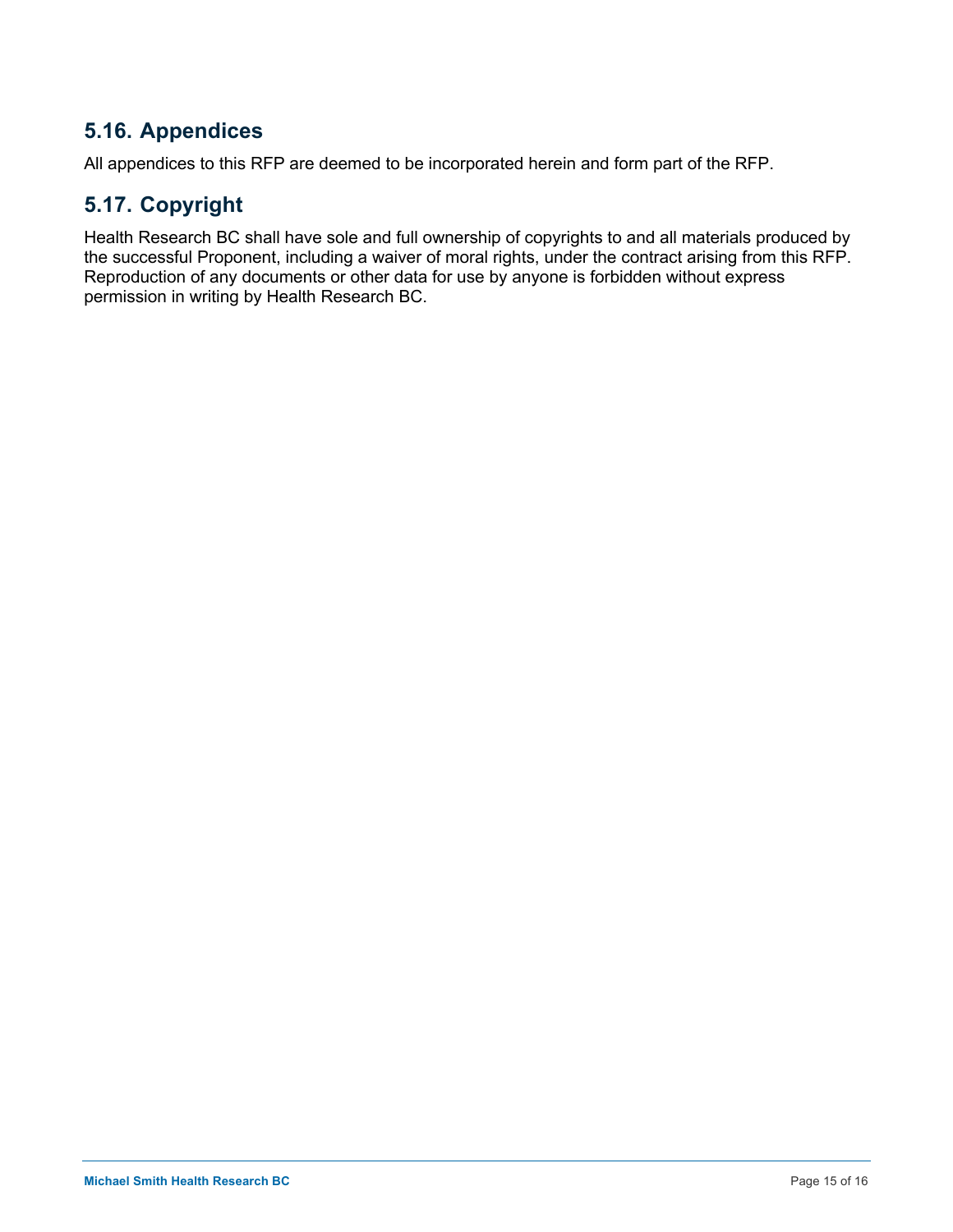## 5.16. Appendices

All appendices to this RFP are deemed to be incorporated herein and form part of the RFP.

## 5.17. Copyright

Health Research BC shall have sole and full ownership of copyrights to and all materials produced by the successful Proponent, including a waiver of moral rights, under the contract arising from this RFP. Reproduction of any documents or other data for use by anyone is forbidden without express permission in writing by Health Research BC.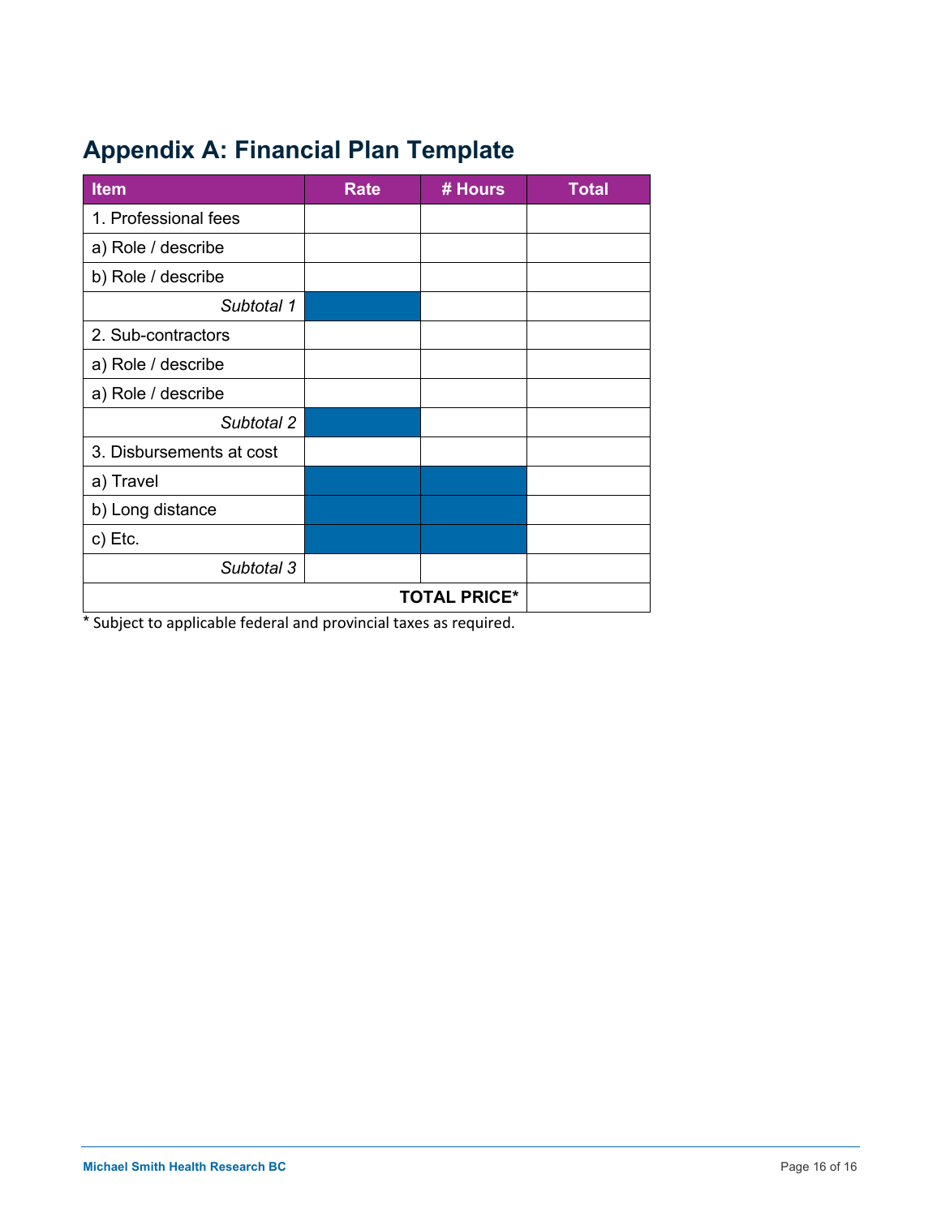## Appendix A: Financial Plan Template

| Item | Rate | # Hours | Total |
|---|---|---|---|
| 1. Professional fees | | | |
| a) Role / describe | | | |
| b) Role / describe | | | |
| *Subtotal 1* | | | |
| 2. Sub-contractors | | | |
| a) Role / describe | | | |
| a) Role / describe | | | |
| *Subtotal 2* | | | |
| 3. Disbursements at cost | | | |
| a) Travel | | | |
| b) Long distance | | | |
| c) Etc. | | | |
| *Subtotal 3* | | | |
| **TOTAL PRICE*** | | | |

* Subject to applicable federal and provincial taxes as required.